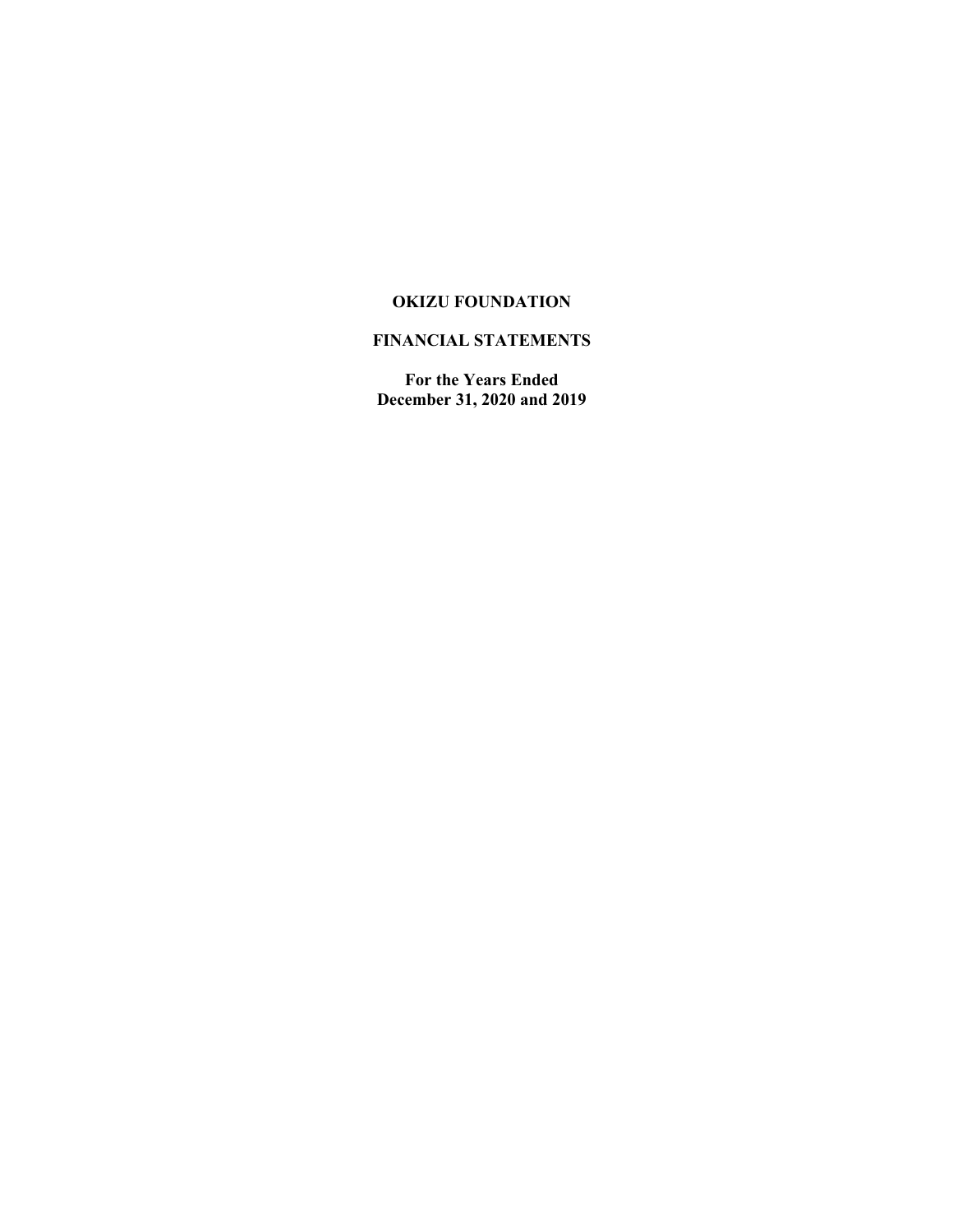# OKIZU FOUNDATION

## FINANCIAL STATEMENTS

**For the Years Ended**
**December 31, 2020 and 2019**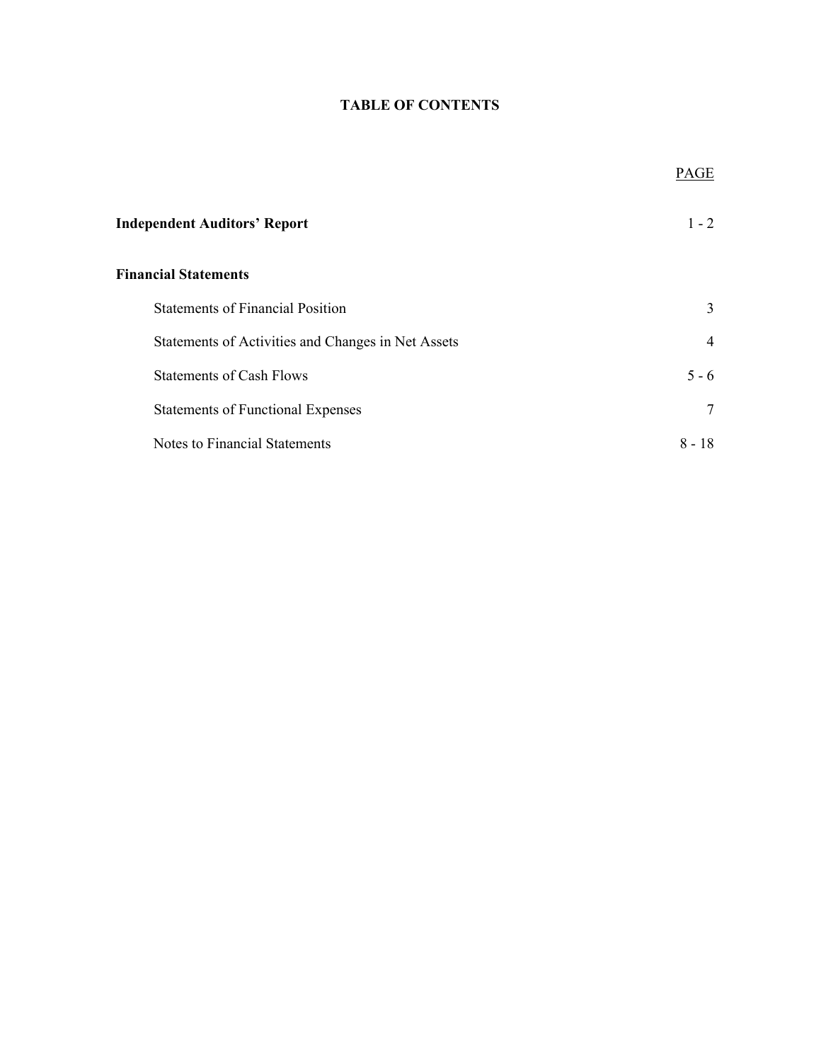# TABLE OF CONTENTS

| | PAGE |
|---|---|
| **Independent Auditors' Report** | 1 - 2 |
| **Financial Statements** | |
| Statements of Financial Position | 3 |
| Statements of Activities and Changes in Net Assets | 4 |
| Statements of Cash Flows | 5 - 6 |
| Statements of Functional Expenses | 7 |
| Notes to Financial Statements | 8 - 18 |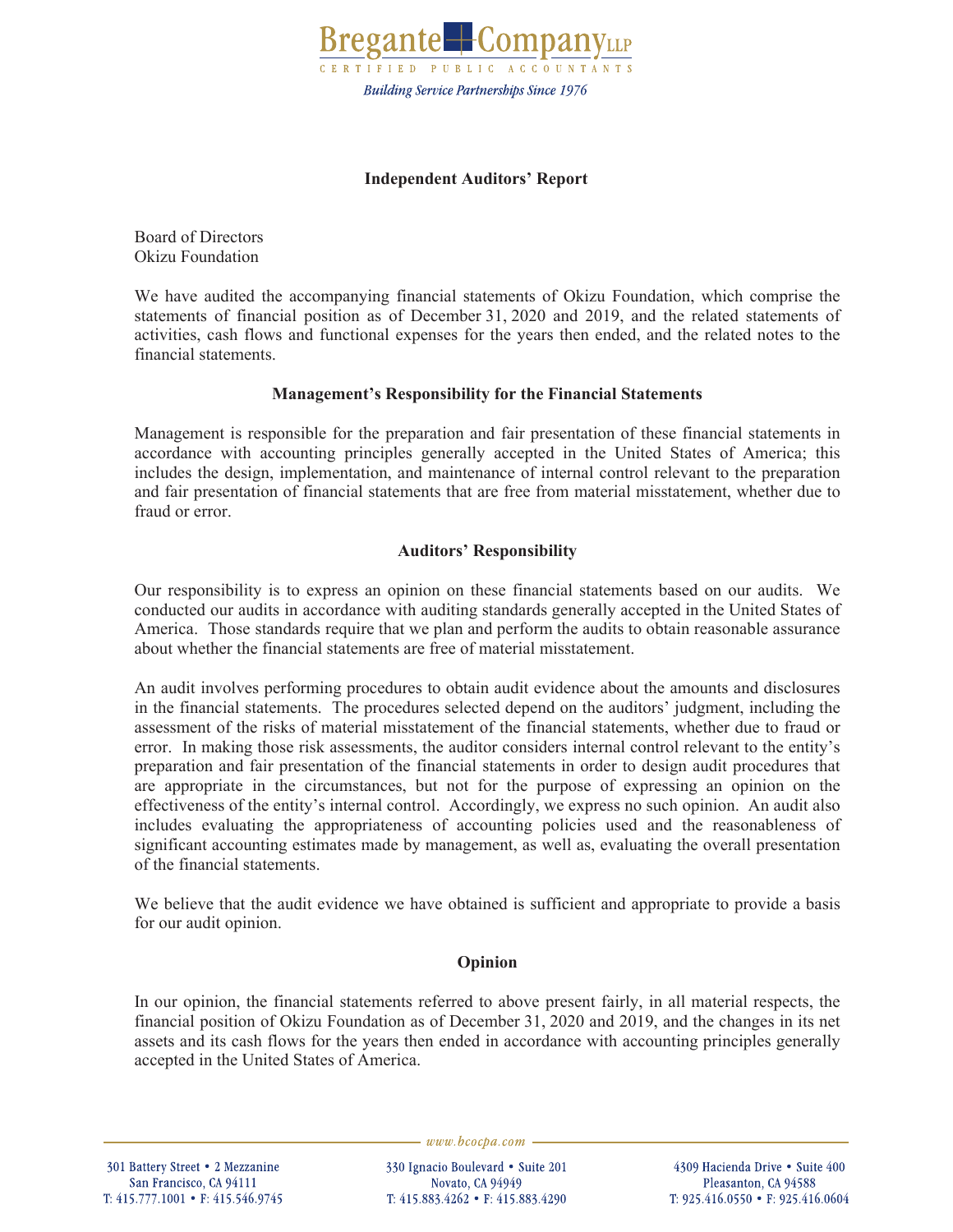# Independent Auditors' Report

Board of Directors
Okizu Foundation

We have audited the accompanying financial statements of Okizu Foundation, which comprise the statements of financial position as of December 31, 2020 and 2019, and the related statements of activities, cash flows and functional expenses for the years then ended, and the related notes to the financial statements.

## Management's Responsibility for the Financial Statements

Management is responsible for the preparation and fair presentation of these financial statements in accordance with accounting principles generally accepted in the United States of America; this includes the design, implementation, and maintenance of internal control relevant to the preparation and fair presentation of financial statements that are free from material misstatement, whether due to fraud or error.

## Auditors' Responsibility

Our responsibility is to express an opinion on these financial statements based on our audits. We conducted our audits in accordance with auditing standards generally accepted in the United States of America. Those standards require that we plan and perform the audits to obtain reasonable assurance about whether the financial statements are free of material misstatement.

An audit involves performing procedures to obtain audit evidence about the amounts and disclosures in the financial statements. The procedures selected depend on the auditors' judgment, including the assessment of the risks of material misstatement of the financial statements, whether due to fraud or error. In making those risk assessments, the auditor considers internal control relevant to the entity's preparation and fair presentation of the financial statements in order to design audit procedures that are appropriate in the circumstances, but not for the purpose of expressing an opinion on the effectiveness of the entity's internal control. Accordingly, we express no such opinion. An audit also includes evaluating the appropriateness of accounting policies used and the reasonableness of significant accounting estimates made by management, as well as, evaluating the overall presentation of the financial statements.

We believe that the audit evidence we have obtained is sufficient and appropriate to provide a basis for our audit opinion.

## Opinion

In our opinion, the financial statements referred to above present fairly, in all material respects, the financial position of Okizu Foundation as of December 31, 2020 and 2019, and the changes in its net assets and its cash flows for the years then ended in accordance with accounting principles generally accepted in the United States of America.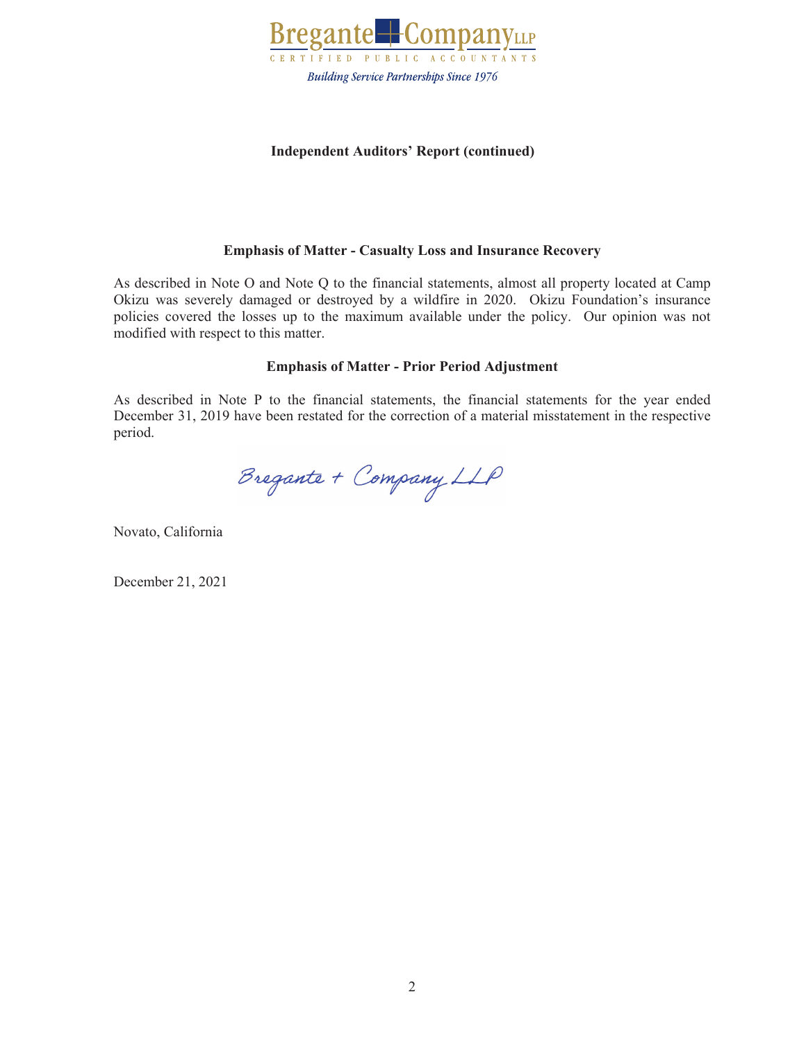**Independent Auditors' Report (continued)**

### Emphasis of Matter - Casualty Loss and Insurance Recovery

As described in Note O and Note Q to the financial statements, almost all property located at Camp Okizu was severely damaged or destroyed by a wildfire in 2020. Okizu Foundation's insurance policies covered the losses up to the maximum available under the policy. Our opinion was not modified with respect to this matter.

### Emphasis of Matter - Prior Period Adjustment

As described in Note P to the financial statements, the financial statements for the year ended December 31, 2019 have been restated for the correction of a material misstatement in the respective period.

Bregante + Company LLP

Novato, California

December 21, 2021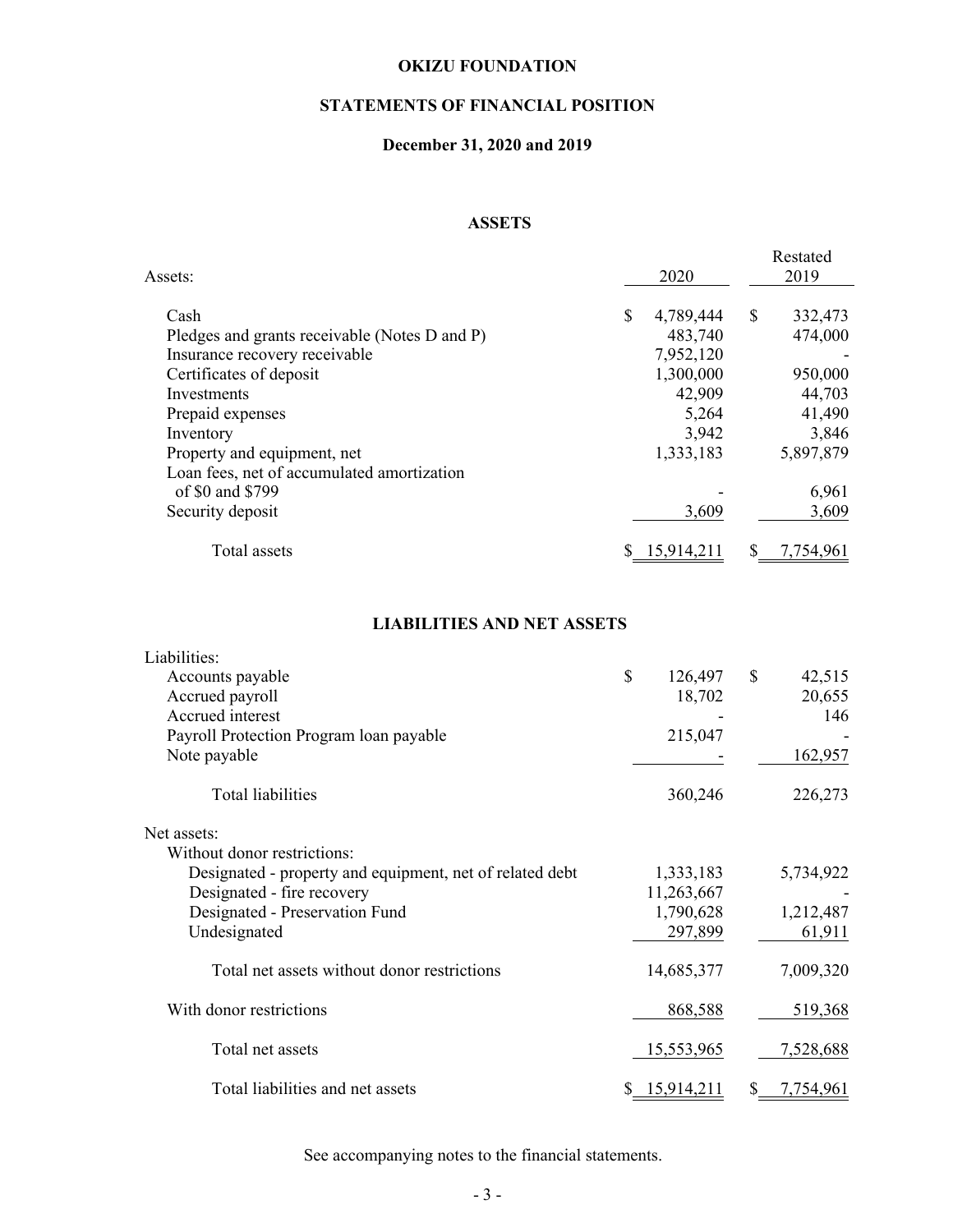# OKIZU FOUNDATION

## STATEMENTS OF FINANCIAL POSITION

### December 31, 2020 and 2019

#### ASSETS

| Assets: | 2020 | Restated 2019 |
|---|---|---|
| Cash | $ 4,789,444 | $ 332,473 |
| Pledges and grants receivable (Notes D and P) | 483,740 | 474,000 |
| Insurance recovery receivable | 7,952,120 | - |
| Certificates of deposit | 1,300,000 | 950,000 |
| Investments | 42,909 | 44,703 |
| Prepaid expenses | 5,264 | 41,490 |
| Inventory | 3,942 | 3,846 |
| Property and equipment, net | 1,333,183 | 5,897,879 |
| Loan fees, net of accumulated amortization of $0 and $799 | - | 6,961 |
| Security deposit | 3,609 | 3,609 |
| Total assets | $ 15,914,211 | $ 7,754,961 |

#### LIABILITIES AND NET ASSETS

| | 2020 | Restated 2019 |
|---|---|---|
| **Liabilities:** | | |
| Accounts payable | $ 126,497 | $ 42,515 |
| Accrued payroll | 18,702 | 20,655 |
| Accrued interest | - | 146 |
| Payroll Protection Program loan payable | 215,047 | - |
| Note payable | - | 162,957 |
| Total liabilities | 360,246 | 226,273 |
| **Net assets:** | | |
| Without donor restrictions: | | |
| Designated - property and equipment, net of related debt | 1,333,183 | 5,734,922 |
| Designated - fire recovery | 11,263,667 | - |
| Designated - Preservation Fund | 1,790,628 | 1,212,487 |
| Undesignated | 297,899 | 61,911 |
| Total net assets without donor restrictions | 14,685,377 | 7,009,320 |
| With donor restrictions | 868,588 | 519,368 |
| Total net assets | 15,553,965 | 7,528,688 |
| Total liabilities and net assets | $ 15,914,211 | $ 7,754,961 |

See accompanying notes to the financial statements.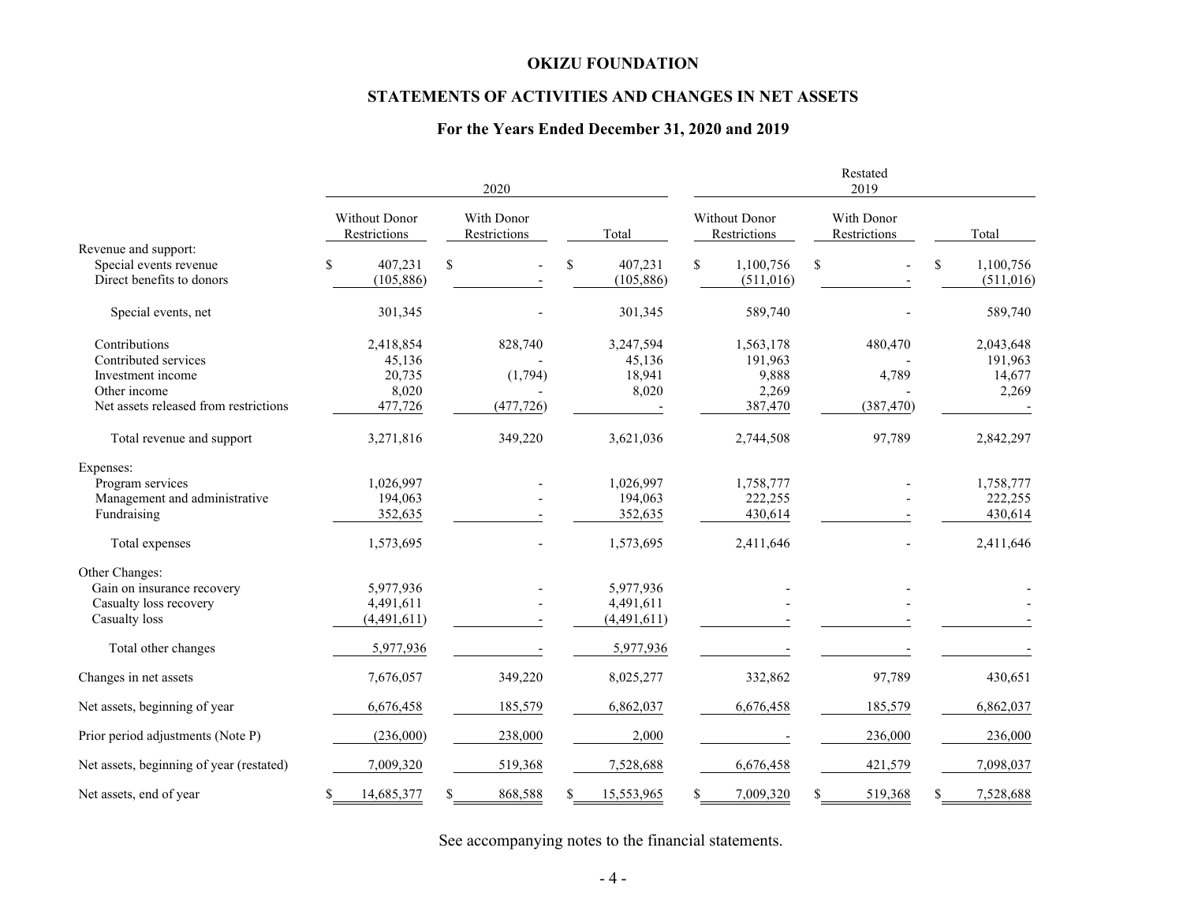# OKIZU FOUNDATION

## STATEMENTS OF ACTIVITIES AND CHANGES IN NET ASSETS

### For the Years Ended December 31, 2020 and 2019

| | 2020 | | | Restated 2019 | | |
|---|---|---|---|---|---|---|
| | Without Donor Restrictions | With Donor Restrictions | Total | Without Donor Restrictions | With Donor Restrictions | Total |
| Revenue and support: | | | | | | |
| Special events revenue | $ 407,231 | $ - | $ 407,231 | $ 1,100,756 | $ - | $ 1,100,756 |
| Direct benefits to donors | (105,886) | - | (105,886) | (511,016) | - | (511,016) |
| Special events, net | 301,345 | - | 301,345 | 589,740 | - | 589,740 |
| Contributions | 2,418,854 | 828,740 | 3,247,594 | 1,563,178 | 480,470 | 2,043,648 |
| Contributed services | 45,136 | - | 45,136 | 191,963 | - | 191,963 |
| Investment income | 20,735 | (1,794) | 18,941 | 9,888 | 4,789 | 14,677 |
| Other income | 8,020 | - | 8,020 | 2,269 | - | 2,269 |
| Net assets released from restrictions | 477,726 | (477,726) | - | 387,470 | (387,470) | - |
| Total revenue and support | 3,271,816 | 349,220 | 3,621,036 | 2,744,508 | 97,789 | 2,842,297 |
| Expenses: | | | | | | |
| Program services | 1,026,997 | - | 1,026,997 | 1,758,777 | - | 1,758,777 |
| Management and administrative | 194,063 | - | 194,063 | 222,255 | - | 222,255 |
| Fundraising | 352,635 | - | 352,635 | 430,614 | - | 430,614 |
| Total expenses | 1,573,695 | - | 1,573,695 | 2,411,646 | - | 2,411,646 |
| Other Changes: | | | | | | |
| Gain on insurance recovery | 5,977,936 | - | 5,977,936 | - | - | - |
| Casualty loss recovery | 4,491,611 | - | 4,491,611 | - | - | - |
| Casualty loss | (4,491,611) | - | (4,491,611) | - | - | - |
| Total other changes | 5,977,936 | - | 5,977,936 | - | - | - |
| Changes in net assets | 7,676,057 | 349,220 | 8,025,277 | 332,862 | 97,789 | 430,651 |
| Net assets, beginning of year | 6,676,458 | 185,579 | 6,862,037 | 6,676,458 | 185,579 | 6,862,037 |
| Prior period adjustments (Note P) | (236,000) | 238,000 | 2,000 | - | 236,000 | 236,000 |
| Net assets, beginning of year (restated) | 7,009,320 | 519,368 | 7,528,688 | 6,676,458 | 421,579 | 7,098,037 |
| Net assets, end of year | $ 14,685,377 | $ 868,588 | $ 15,553,965 | $ 7,009,320 | $ 519,368 | $ 7,528,688 |

See accompanying notes to the financial statements.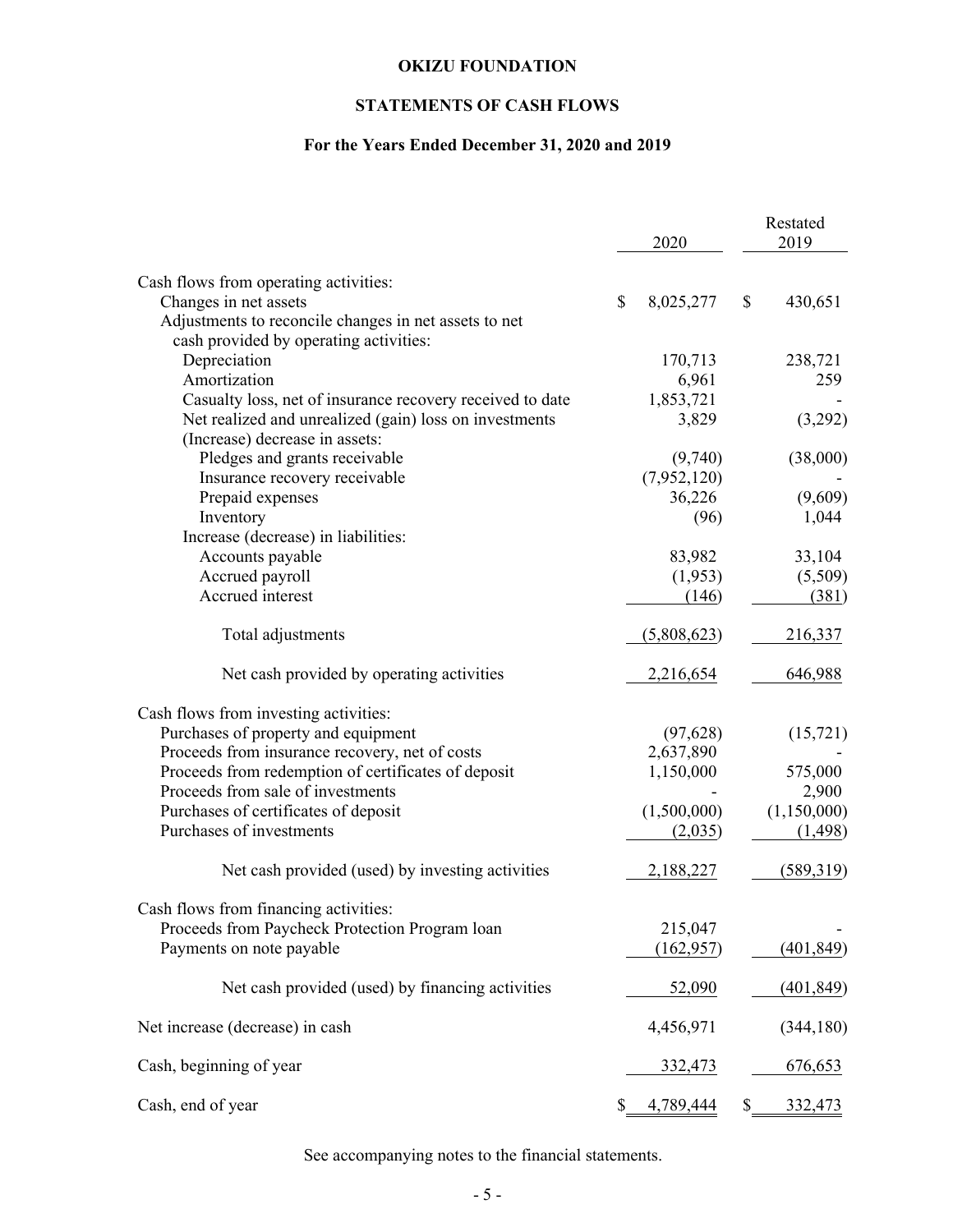**OKIZU FOUNDATION**

**STATEMENTS OF CASH FLOWS**

**For the Years Ended December 31, 2020 and 2019**

| | 2020 | Restated 2019 |
|---|---|---|
| Cash flows from operating activities: | | |
| Changes in net assets | $ 8,025,277 | $ 430,651 |
| Adjustments to reconcile changes in net assets to net cash provided by operating activities: | | |
| Depreciation | 170,713 | 238,721 |
| Amortization | 6,961 | 259 |
| Casualty loss, net of insurance recovery received to date | 1,853,721 | - |
| Net realized and unrealized (gain) loss on investments | 3,829 | (3,292) |
| (Increase) decrease in assets: | | |
| Pledges and grants receivable | (9,740) | (38,000) |
| Insurance recovery receivable | (7,952,120) | - |
| Prepaid expenses | 36,226 | (9,609) |
| Inventory | (96) | 1,044 |
| Increase (decrease) in liabilities: | | |
| Accounts payable | 83,982 | 33,104 |
| Accrued payroll | (1,953) | (5,509) |
| Accrued interest | (146) | (381) |
| Total adjustments | (5,808,623) | 216,337 |
| Net cash provided by operating activities | 2,216,654 | 646,988 |
| Cash flows from investing activities: | | |
| Purchases of property and equipment | (97,628) | (15,721) |
| Proceeds from insurance recovery, net of costs | 2,637,890 | - |
| Proceeds from redemption of certificates of deposit | 1,150,000 | 575,000 |
| Proceeds from sale of investments | - | 2,900 |
| Purchases of certificates of deposit | (1,500,000) | (1,150,000) |
| Purchases of investments | (2,035) | (1,498) |
| Net cash provided (used) by investing activities | 2,188,227 | (589,319) |
| Cash flows from financing activities: | | |
| Proceeds from Paycheck Protection Program loan | 215,047 | - |
| Payments on note payable | (162,957) | (401,849) |
| Net cash provided (used) by financing activities | 52,090 | (401,849) |
| Net increase (decrease) in cash | 4,456,971 | (344,180) |
| Cash, beginning of year | 332,473 | 676,653 |
| Cash, end of year | $ 4,789,444 | $ 332,473 |

See accompanying notes to the financial statements.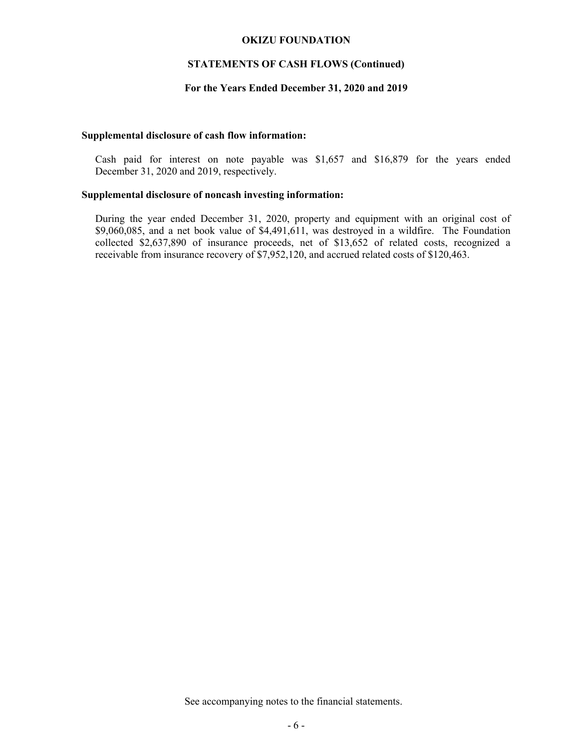# OKIZU FOUNDATION

## STATEMENTS OF CASH FLOWS (Continued)

### For the Years Ended December 31, 2020 and 2019

**Supplemental disclosure of cash flow information:**

Cash paid for interest on note payable was $1,657 and $16,879 for the years ended December 31, 2020 and 2019, respectively.

**Supplemental disclosure of noncash investing information:**

During the year ended December 31, 2020, property and equipment with an original cost of $9,060,085, and a net book value of $4,491,611, was destroyed in a wildfire. The Foundation collected $2,637,890 of insurance proceeds, net of $13,652 of related costs, recognized a receivable from insurance recovery of $7,952,120, and accrued related costs of $120,463.

See accompanying notes to the financial statements.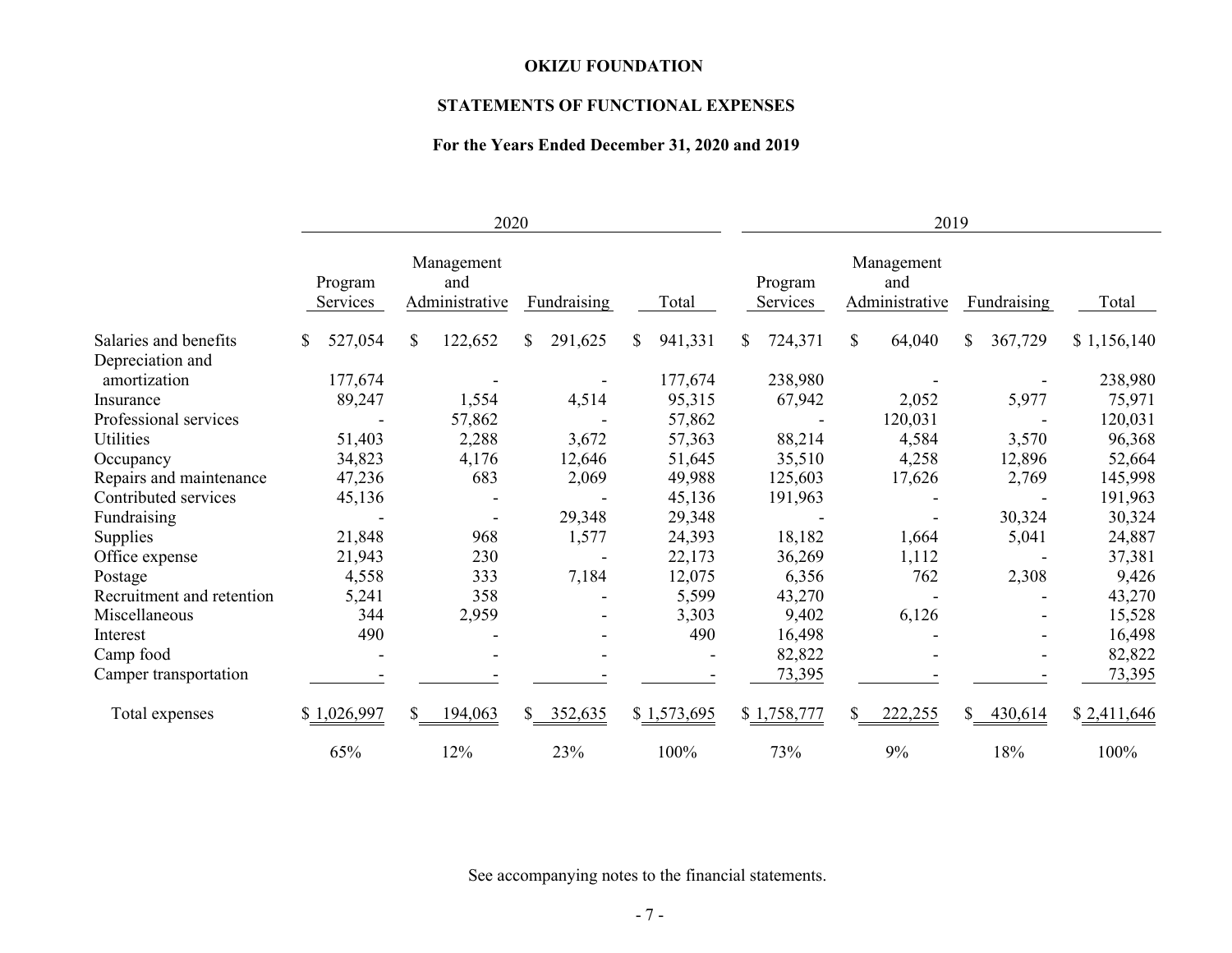**OKIZU FOUNDATION**

**STATEMENTS OF FUNCTIONAL EXPENSES**

**For the Years Ended December 31, 2020 and 2019**

| | 2020 | | | | 2019 | | | |
|---|---|---|---|---|---|---|---|---|
| | Program Services | Management and Administrative | Fundraising | Total | Program Services | Management and Administrative | Fundraising | Total |
| Salaries and benefits | $ 527,054 | $ 122,652 | $ 291,625 | $ 941,331 | $ 724,371 | $ 64,040 | $ 367,729 | $ 1,156,140 |
| Depreciation and amortization | 177,674 | - | - | 177,674 | 238,980 | - | - | 238,980 |
| Insurance | 89,247 | 1,554 | 4,514 | 95,315 | 67,942 | 2,052 | 5,977 | 75,971 |
| Professional services | - | 57,862 | - | 57,862 | - | 120,031 | - | 120,031 |
| Utilities | 51,403 | 2,288 | 3,672 | 57,363 | 88,214 | 4,584 | 3,570 | 96,368 |
| Occupancy | 34,823 | 4,176 | 12,646 | 51,645 | 35,510 | 4,258 | 12,896 | 52,664 |
| Repairs and maintenance | 47,236 | 683 | 2,069 | 49,988 | 125,603 | 17,626 | 2,769 | 145,998 |
| Contributed services | 45,136 | - | - | 45,136 | 191,963 | - | - | 191,963 |
| Fundraising | - | - | 29,348 | 29,348 | - | - | 30,324 | 30,324 |
| Supplies | 21,848 | 968 | 1,577 | 24,393 | 18,182 | 1,664 | 5,041 | 24,887 |
| Office expense | 21,943 | 230 | - | 22,173 | 36,269 | 1,112 | - | 37,381 |
| Postage | 4,558 | 333 | 7,184 | 12,075 | 6,356 | 762 | 2,308 | 9,426 |
| Recruitment and retention | 5,241 | 358 | - | 5,599 | 43,270 | - | - | 43,270 |
| Miscellaneous | 344 | 2,959 | - | 3,303 | 9,402 | 6,126 | - | 15,528 |
| Interest | 490 | - | - | 490 | 16,498 | - | - | 16,498 |
| Camp food | - | - | - | - | 82,822 | - | - | 82,822 |
| Camper transportation | - | - | - | - | 73,395 | - | - | 73,395 |
| Total expenses | $ 1,026,997 | $ 194,063 | $ 352,635 | $ 1,573,695 | $ 1,758,777 | $ 222,255 | $ 430,614 | $ 2,411,646 |
| | 65% | 12% | 23% | 100% | 73% | 9% | 18% | 100% |

See accompanying notes to the financial statements.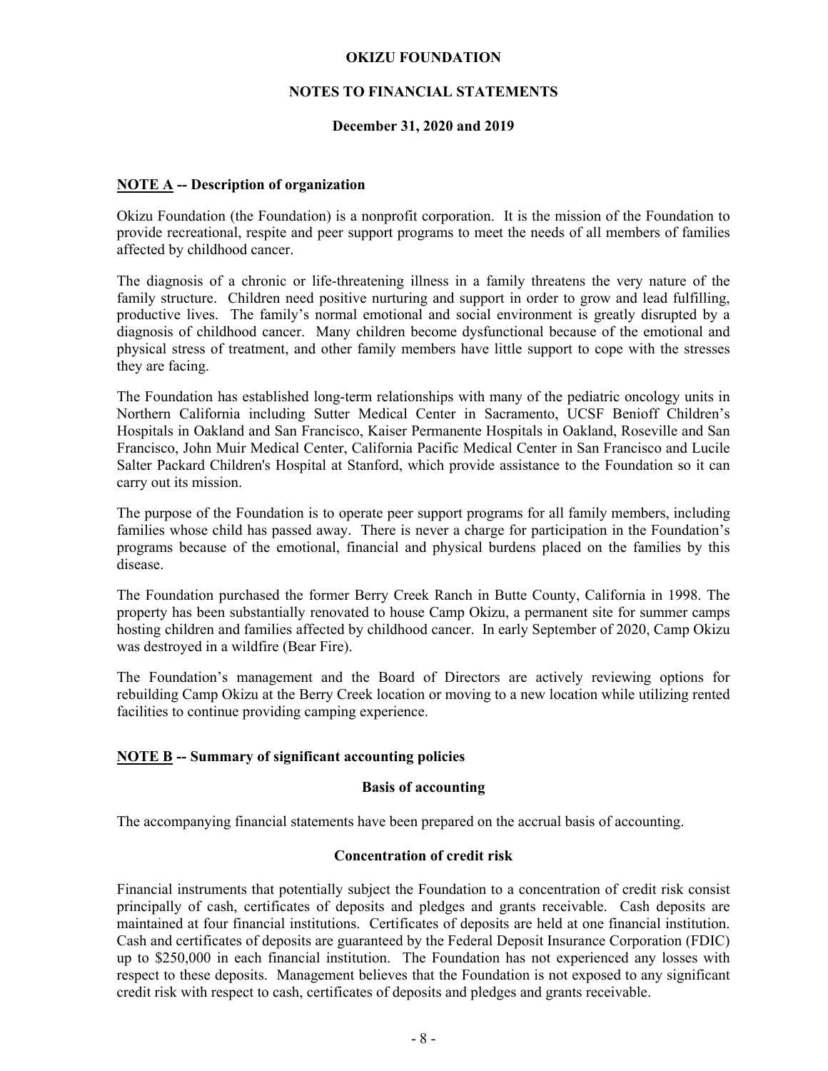# OKIZU FOUNDATION

## NOTES TO FINANCIAL STATEMENTS

### December 31, 2020 and 2019

**NOTE A -- Description of organization**

Okizu Foundation (the Foundation) is a nonprofit corporation. It is the mission of the Foundation to provide recreational, respite and peer support programs to meet the needs of all members of families affected by childhood cancer.

The diagnosis of a chronic or life-threatening illness in a family threatens the very nature of the family structure. Children need positive nurturing and support in order to grow and lead fulfilling, productive lives. The family's normal emotional and social environment is greatly disrupted by a diagnosis of childhood cancer. Many children become dysfunctional because of the emotional and physical stress of treatment, and other family members have little support to cope with the stresses they are facing.

The Foundation has established long-term relationships with many of the pediatric oncology units in Northern California including Sutter Medical Center in Sacramento, UCSF Benioff Children's Hospitals in Oakland and San Francisco, Kaiser Permanente Hospitals in Oakland, Roseville and San Francisco, John Muir Medical Center, California Pacific Medical Center in San Francisco and Lucile Salter Packard Children's Hospital at Stanford, which provide assistance to the Foundation so it can carry out its mission.

The purpose of the Foundation is to operate peer support programs for all family members, including families whose child has passed away. There is never a charge for participation in the Foundation's programs because of the emotional, financial and physical burdens placed on the families by this disease.

The Foundation purchased the former Berry Creek Ranch in Butte County, California in 1998. The property has been substantially renovated to house Camp Okizu, a permanent site for summer camps hosting children and families affected by childhood cancer. In early September of 2020, Camp Okizu was destroyed in a wildfire (Bear Fire).

The Foundation's management and the Board of Directors are actively reviewing options for rebuilding Camp Okizu at the Berry Creek location or moving to a new location while utilizing rented facilities to continue providing camping experience.

**NOTE B -- Summary of significant accounting policies**

**Basis of accounting**

The accompanying financial statements have been prepared on the accrual basis of accounting.

**Concentration of credit risk**

Financial instruments that potentially subject the Foundation to a concentration of credit risk consist principally of cash, certificates of deposits and pledges and grants receivable. Cash deposits are maintained at four financial institutions. Certificates of deposits are held at one financial institution. Cash and certificates of deposits are guaranteed by the Federal Deposit Insurance Corporation (FDIC) up to $250,000 in each financial institution. The Foundation has not experienced any losses with respect to these deposits. Management believes that the Foundation is not exposed to any significant credit risk with respect to cash, certificates of deposits and pledges and grants receivable.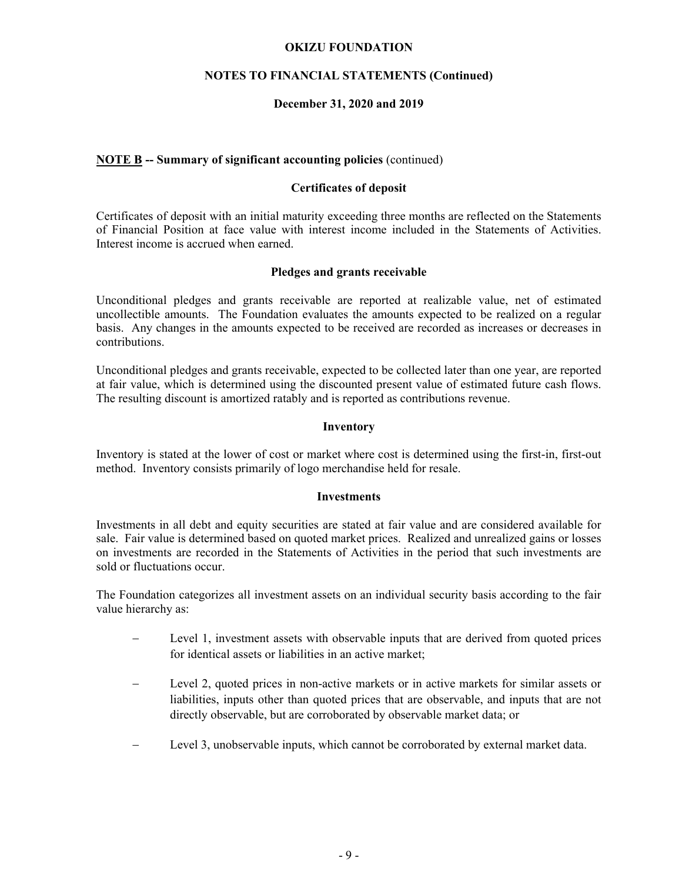**NOTE B -- Summary of significant accounting policies** (continued)

### Certificates of deposit

Certificates of deposit with an initial maturity exceeding three months are reflected on the Statements of Financial Position at face value with interest income included in the Statements of Activities. Interest income is accrued when earned.

### Pledges and grants receivable

Unconditional pledges and grants receivable are reported at realizable value, net of estimated uncollectible amounts. The Foundation evaluates the amounts expected to be realized on a regular basis. Any changes in the amounts expected to be received are recorded as increases or decreases in contributions.

Unconditional pledges and grants receivable, expected to be collected later than one year, are reported at fair value, which is determined using the discounted present value of estimated future cash flows. The resulting discount is amortized ratably and is reported as contributions revenue.

### Inventory

Inventory is stated at the lower of cost or market where cost is determined using the first-in, first-out method. Inventory consists primarily of logo merchandise held for resale.

### Investments

Investments in all debt and equity securities are stated at fair value and are considered available for sale. Fair value is determined based on quoted market prices. Realized and unrealized gains or losses on investments are recorded in the Statements of Activities in the period that such investments are sold or fluctuations occur.

The Foundation categorizes all investment assets on an individual security basis according to the fair value hierarchy as:

- Level 1, investment assets with observable inputs that are derived from quoted prices for identical assets or liabilities in an active market;
- Level 2, quoted prices in non-active markets or in active markets for similar assets or liabilities, inputs other than quoted prices that are observable, and inputs that are not directly observable, but are corroborated by observable market data; or
- Level 3, unobservable inputs, which cannot be corroborated by external market data.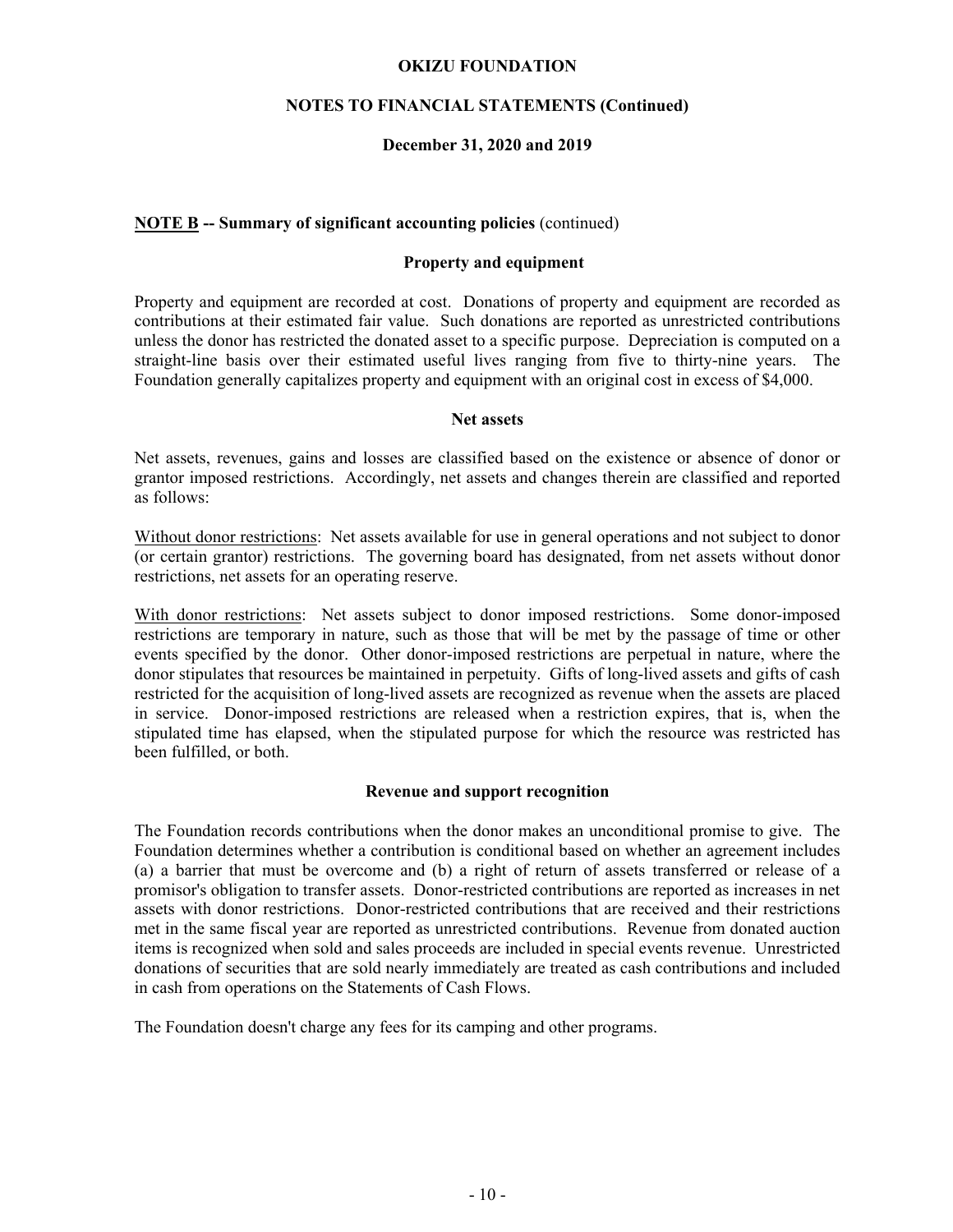## NOTE B -- Summary of significant accounting policies (continued)

### Property and equipment

Property and equipment are recorded at cost. Donations of property and equipment are recorded as contributions at their estimated fair value. Such donations are reported as unrestricted contributions unless the donor has restricted the donated asset to a specific purpose. Depreciation is computed on a straight-line basis over their estimated useful lives ranging from five to thirty-nine years. The Foundation generally capitalizes property and equipment with an original cost in excess of $4,000.

### Net assets

Net assets, revenues, gains and losses are classified based on the existence or absence of donor or grantor imposed restrictions. Accordingly, net assets and changes therein are classified and reported as follows:

Without donor restrictions: Net assets available for use in general operations and not subject to donor (or certain grantor) restrictions. The governing board has designated, from net assets without donor restrictions, net assets for an operating reserve.

With donor restrictions: Net assets subject to donor imposed restrictions. Some donor-imposed restrictions are temporary in nature, such as those that will be met by the passage of time or other events specified by the donor. Other donor-imposed restrictions are perpetual in nature, where the donor stipulates that resources be maintained in perpetuity. Gifts of long-lived assets and gifts of cash restricted for the acquisition of long-lived assets are recognized as revenue when the assets are placed in service. Donor-imposed restrictions are released when a restriction expires, that is, when the stipulated time has elapsed, when the stipulated purpose for which the resource was restricted has been fulfilled, or both.

### Revenue and support recognition

The Foundation records contributions when the donor makes an unconditional promise to give. The Foundation determines whether a contribution is conditional based on whether an agreement includes (a) a barrier that must be overcome and (b) a right of return of assets transferred or release of a promisor's obligation to transfer assets. Donor-restricted contributions are reported as increases in net assets with donor restrictions. Donor-restricted contributions that are received and their restrictions met in the same fiscal year are reported as unrestricted contributions. Revenue from donated auction items is recognized when sold and sales proceeds are included in special events revenue. Unrestricted donations of securities that are sold nearly immediately are treated as cash contributions and included in cash from operations on the Statements of Cash Flows.

The Foundation doesn't charge any fees for its camping and other programs.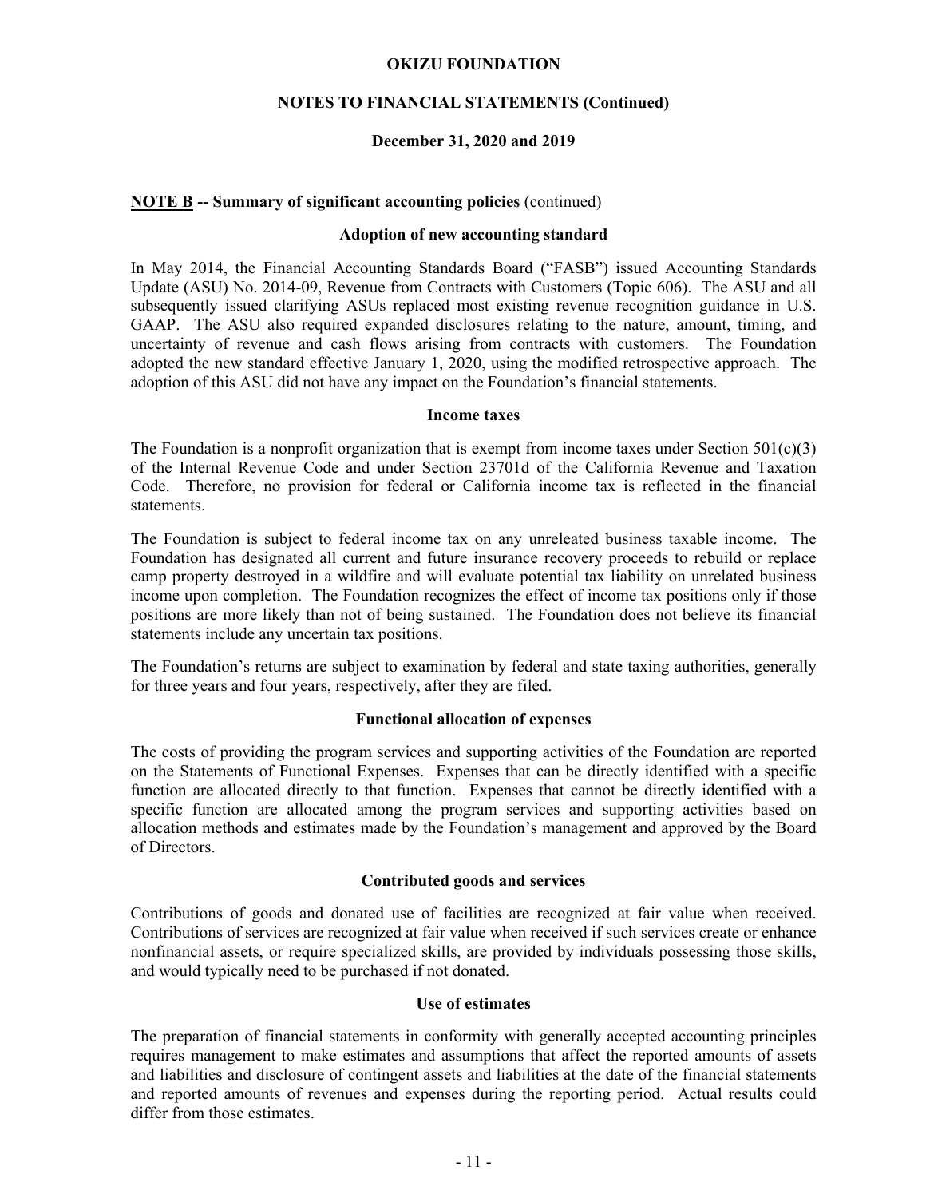**NOTE B -- Summary of significant accounting policies** (continued)

**Adoption of new accounting standard**

In May 2014, the Financial Accounting Standards Board ("FASB") issued Accounting Standards Update (ASU) No. 2014-09, Revenue from Contracts with Customers (Topic 606). The ASU and all subsequently issued clarifying ASUs replaced most existing revenue recognition guidance in U.S. GAAP. The ASU also required expanded disclosures relating to the nature, amount, timing, and uncertainty of revenue and cash flows arising from contracts with customers. The Foundation adopted the new standard effective January 1, 2020, using the modified retrospective approach. The adoption of this ASU did not have any impact on the Foundation's financial statements.

**Income taxes**

The Foundation is a nonprofit organization that is exempt from income taxes under Section 501(c)(3) of the Internal Revenue Code and under Section 23701d of the California Revenue and Taxation Code. Therefore, no provision for federal or California income tax is reflected in the financial statements.

The Foundation is subject to federal income tax on any unreleated business taxable income. The Foundation has designated all current and future insurance recovery proceeds to rebuild or replace camp property destroyed in a wildfire and will evaluate potential tax liability on unrelated business income upon completion. The Foundation recognizes the effect of income tax positions only if those positions are more likely than not of being sustained. The Foundation does not believe its financial statements include any uncertain tax positions.

The Foundation's returns are subject to examination by federal and state taxing authorities, generally for three years and four years, respectively, after they are filed.

**Functional allocation of expenses**

The costs of providing the program services and supporting activities of the Foundation are reported on the Statements of Functional Expenses. Expenses that can be directly identified with a specific function are allocated directly to that function. Expenses that cannot be directly identified with a specific function are allocated among the program services and supporting activities based on allocation methods and estimates made by the Foundation's management and approved by the Board of Directors.

**Contributed goods and services**

Contributions of goods and donated use of facilities are recognized at fair value when received. Contributions of services are recognized at fair value when received if such services create or enhance nonfinancial assets, or require specialized skills, are provided by individuals possessing those skills, and would typically need to be purchased if not donated.

**Use of estimates**

The preparation of financial statements in conformity with generally accepted accounting principles requires management to make estimates and assumptions that affect the reported amounts of assets and liabilities and disclosure of contingent assets and liabilities at the date of the financial statements and reported amounts of revenues and expenses during the reporting period. Actual results could differ from those estimates.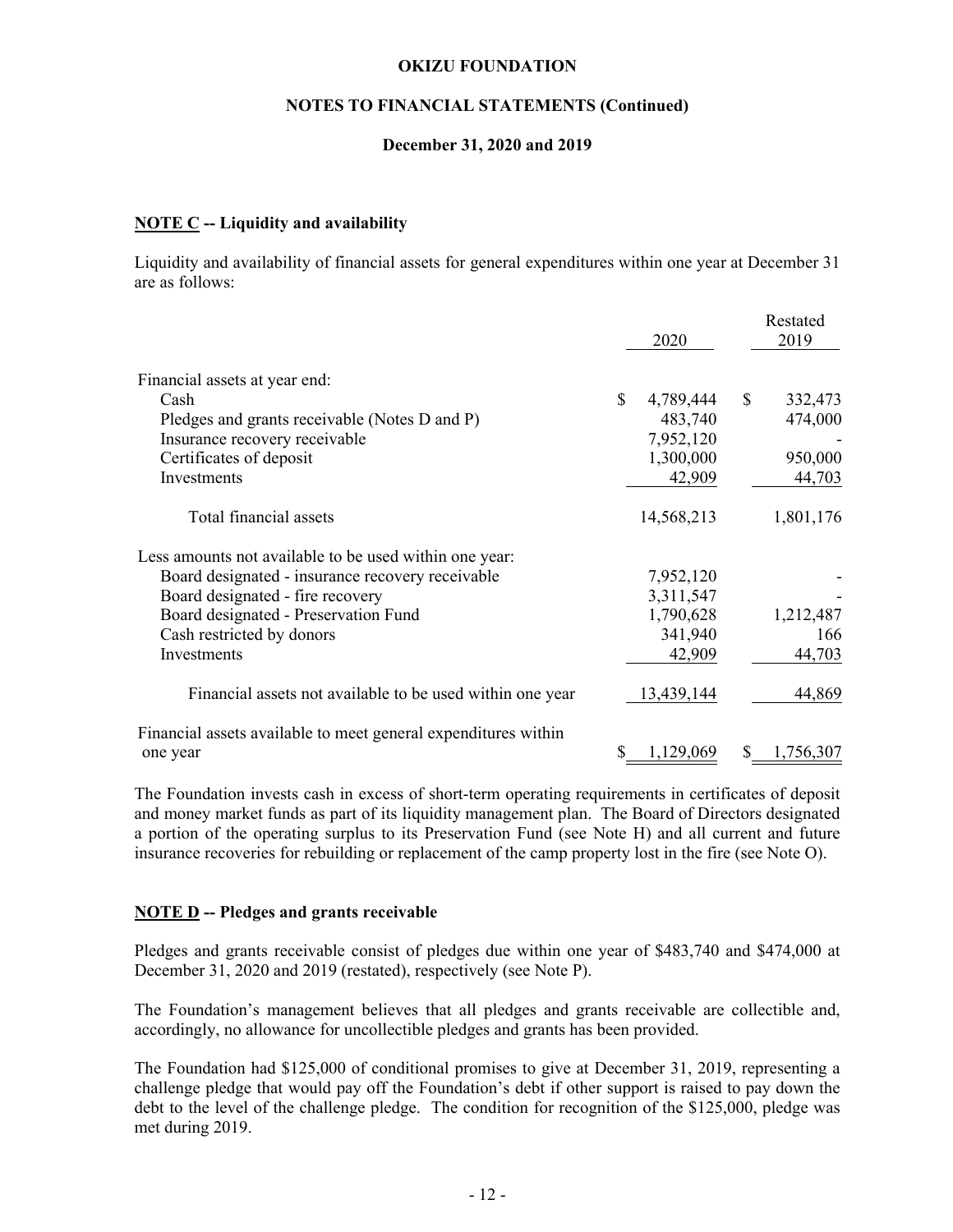**OKIZU FOUNDATION**

**NOTES TO FINANCIAL STATEMENTS (Continued)**

**December 31, 2020 and 2019**

## NOTE C -- Liquidity and availability

Liquidity and availability of financial assets for general expenditures within one year at December 31 are as follows:

| | 2020 | Restated 2019 |
|---|---|---|
| Financial assets at year end: | | |
| Cash | $ 4,789,444 | $ 332,473 |
| Pledges and grants receivable (Notes D and P) | 483,740 | 474,000 |
| Insurance recovery receivable | 7,952,120 | - |
| Certificates of deposit | 1,300,000 | 950,000 |
| Investments | 42,909 | 44,703 |
| Total financial assets | 14,568,213 | 1,801,176 |
| Less amounts not available to be used within one year: | | |
| Board designated - insurance recovery receivable | 7,952,120 | - |
| Board designated - fire recovery | 3,311,547 | - |
| Board designated - Preservation Fund | 1,790,628 | 1,212,487 |
| Cash restricted by donors | 341,940 | 166 |
| Investments | 42,909 | 44,703 |
| Financial assets not available to be used within one year | 13,439,144 | 44,869 |
| Financial assets available to meet general expenditures within one year | $ 1,129,069 | $ 1,756,307 |

The Foundation invests cash in excess of short-term operating requirements in certificates of deposit and money market funds as part of its liquidity management plan. The Board of Directors designated a portion of the operating surplus to its Preservation Fund (see Note H) and all current and future insurance recoveries for rebuilding or replacement of the camp property lost in the fire (see Note O).

## NOTE D -- Pledges and grants receivable

Pledges and grants receivable consist of pledges due within one year of $483,740 and $474,000 at December 31, 2020 and 2019 (restated), respectively (see Note P).

The Foundation's management believes that all pledges and grants receivable are collectible and, accordingly, no allowance for uncollectible pledges and grants has been provided.

The Foundation had $125,000 of conditional promises to give at December 31, 2019, representing a challenge pledge that would pay off the Foundation's debt if other support is raised to pay down the debt to the level of the challenge pledge. The condition for recognition of the $125,000, pledge was met during 2019.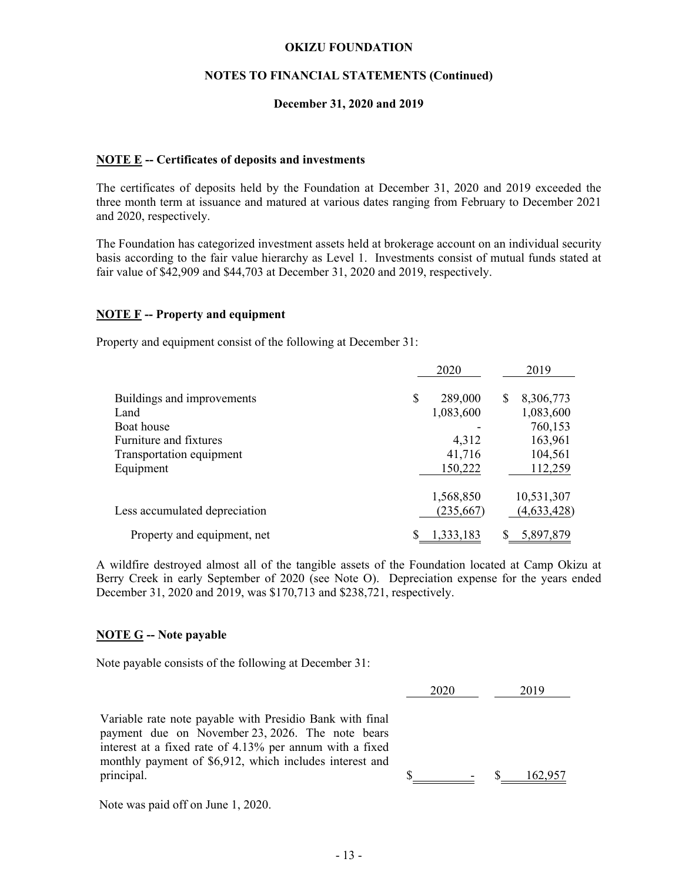**OKIZU FOUNDATION**

**NOTES TO FINANCIAL STATEMENTS (Continued)**

**December 31, 2020 and 2019**

**NOTE E -- Certificates of deposits and investments**

The certificates of deposits held by the Foundation at December 31, 2020 and 2019 exceeded the three month term at issuance and matured at various dates ranging from February to December 2021 and 2020, respectively.

The Foundation has categorized investment assets held at brokerage account on an individual security basis according to the fair value hierarchy as Level 1. Investments consist of mutual funds stated at fair value of $42,909 and $44,703 at December 31, 2020 and 2019, respectively.

**NOTE F -- Property and equipment**

Property and equipment consist of the following at December 31:

| | 2020 | 2019 |
|---|---|---|
| Buildings and improvements | $ 289,000 | $ 8,306,773 |
| Land | 1,083,600 | 1,083,600 |
| Boat house | - | 760,153 |
| Furniture and fixtures | 4,312 | 163,961 |
| Transportation equipment | 41,716 | 104,561 |
| Equipment | 150,222 | 112,259 |
| | 1,568,850 | 10,531,307 |
| Less accumulated depreciation | (235,667) | (4,633,428) |
| Property and equipment, net | $ 1,333,183 | $ 5,897,879 |

A wildfire destroyed almost all of the tangible assets of the Foundation located at Camp Okizu at Berry Creek in early September of 2020 (see Note O). Depreciation expense for the years ended December 31, 2020 and 2019, was $170,713 and $238,721, respectively.

**NOTE G -- Note payable**

Note payable consists of the following at December 31:

| | 2020 | 2019 |
|---|---|---|
| Variable rate note payable with Presidio Bank with final payment due on November 23, 2026. The note bears interest at a fixed rate of 4.13% per annum with a fixed monthly payment of $6,912, which includes interest and principal. | $ - | $ 162,957 |

Note was paid off on June 1, 2020.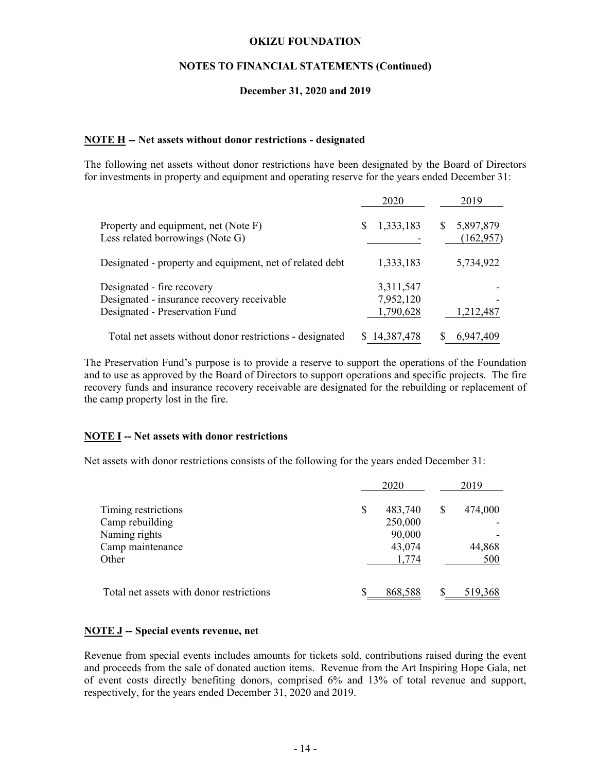**OKIZU FOUNDATION**

**NOTES TO FINANCIAL STATEMENTS (Continued)**

**December 31, 2020 and 2019**

### NOTE H -- Net assets without donor restrictions - designated

The following net assets without donor restrictions have been designated by the Board of Directors for investments in property and equipment and operating reserve for the years ended December 31:

| | 2020 | 2019 |
|---|---|---|
| Property and equipment, net (Note F) | $ 1,333,183 | $ 5,897,879 |
| Less related borrowings (Note G) | - | (162,957) |
| Designated - property and equipment, net of related debt | 1,333,183 | 5,734,922 |
| Designated - fire recovery | 3,311,547 | - |
| Designated - insurance recovery receivable | 7,952,120 | - |
| Designated - Preservation Fund | 1,790,628 | 1,212,487 |
| Total net assets without donor restrictions - designated | $ 14,387,478 | $ 6,947,409 |

The Preservation Fund's purpose is to provide a reserve to support the operations of the Foundation and to use as approved by the Board of Directors to support operations and specific projects. The fire recovery funds and insurance recovery receivable are designated for the rebuilding or replacement of the camp property lost in the fire.

### NOTE I -- Net assets with donor restrictions

Net assets with donor restrictions consists of the following for the years ended December 31:

| | 2020 | 2019 |
|---|---|---|
| Timing restrictions | $ 483,740 | $ 474,000 |
| Camp rebuilding | 250,000 | - |
| Naming rights | 90,000 | - |
| Camp maintenance | 43,074 | 44,868 |
| Other | 1,774 | 500 |
| Total net assets with donor restrictions | $ 868,588 | $ 519,368 |

### NOTE J -- Special events revenue, net

Revenue from special events includes amounts for tickets sold, contributions raised during the event and proceeds from the sale of donated auction items. Revenue from the Art Inspiring Hope Gala, net of event costs directly benefiting donors, comprised 6% and 13% of total revenue and support, respectively, for the years ended December 31, 2020 and 2019.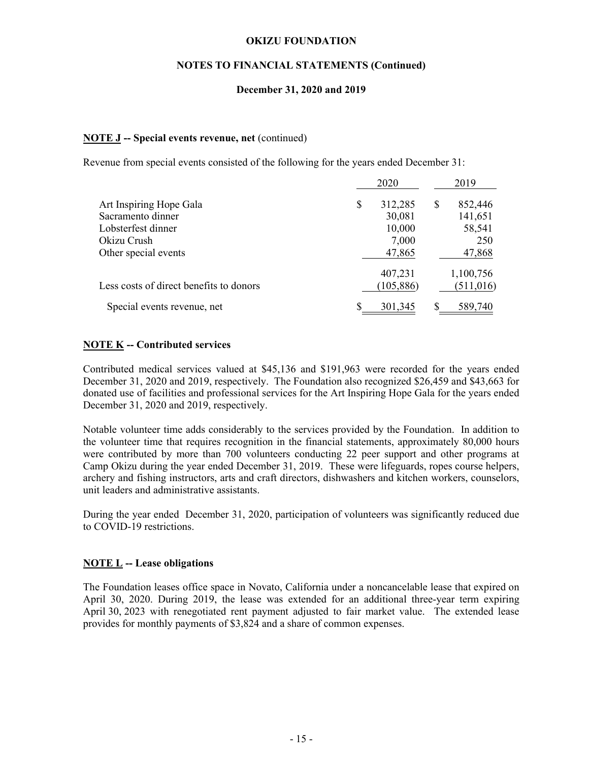**OKIZU FOUNDATION**

**NOTES TO FINANCIAL STATEMENTS (Continued)**

**December 31, 2020 and 2019**

**NOTE J -- Special events revenue, net** (continued)

Revenue from special events consisted of the following for the years ended December 31:

| | 2020 | 2019 |
|---|---|---|
| Art Inspiring Hope Gala | $ 312,285 | $ 852,446 |
| Sacramento dinner | 30,081 | 141,651 |
| Lobsterfest dinner | 10,000 | 58,541 |
| Okizu Crush | 7,000 | 250 |
| Other special events | 47,865 | 47,868 |
| | 407,231 | 1,100,756 |
| Less costs of direct benefits to donors | (105,886) | (511,016) |
| Special events revenue, net | $ 301,345 | $ 589,740 |

**NOTE K -- Contributed services**

Contributed medical services valued at $45,136 and $191,963 were recorded for the years ended December 31, 2020 and 2019, respectively. The Foundation also recognized $26,459 and $43,663 for donated use of facilities and professional services for the Art Inspiring Hope Gala for the years ended December 31, 2020 and 2019, respectively.

Notable volunteer time adds considerably to the services provided by the Foundation. In addition to the volunteer time that requires recognition in the financial statements, approximately 80,000 hours were contributed by more than 700 volunteers conducting 22 peer support and other programs at Camp Okizu during the year ended December 31, 2019. These were lifeguards, ropes course helpers, archery and fishing instructors, arts and craft directors, dishwashers and kitchen workers, counselors, unit leaders and administrative assistants.

During the year ended December 31, 2020, participation of volunteers was significantly reduced due to COVID-19 restrictions.

**NOTE L -- Lease obligations**

The Foundation leases office space in Novato, California under a noncancelable lease that expired on April 30, 2020. During 2019, the lease was extended for an additional three-year term expiring April 30, 2023 with renegotiated rent payment adjusted to fair market value. The extended lease provides for monthly payments of $3,824 and a share of common expenses.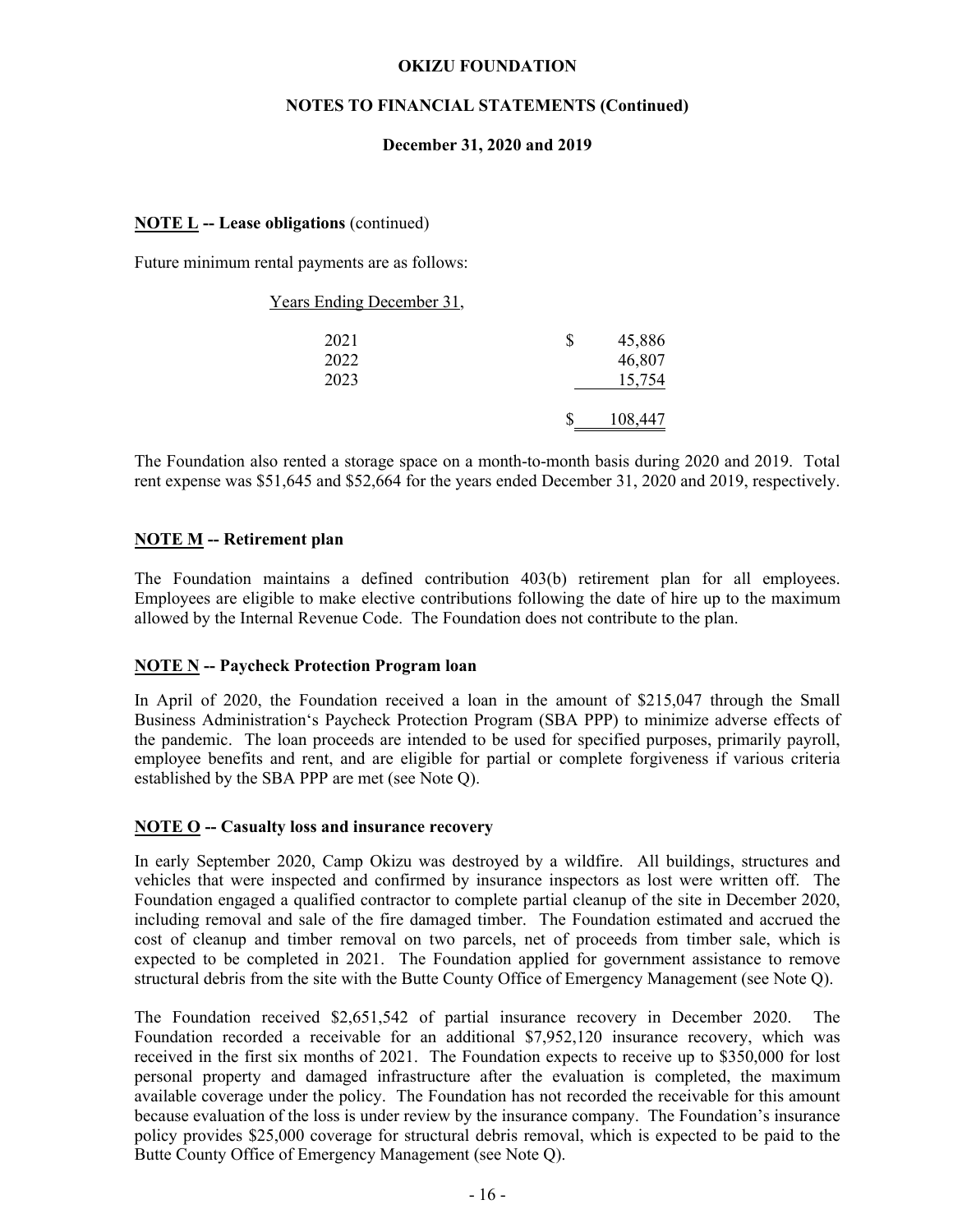**NOTE L -- Lease obligations** (continued)

Future minimum rental payments are as follows:

| Years Ending December 31, | |
|---|---|
| 2021 | $ 45,886 |
| 2022 | 46,807 |
| 2023 | 15,754 |
| | $ 108,447 |

The Foundation also rented a storage space on a month-to-month basis during 2020 and 2019. Total rent expense was $51,645 and $52,664 for the years ended December 31, 2020 and 2019, respectively.

**NOTE M -- Retirement plan**

The Foundation maintains a defined contribution 403(b) retirement plan for all employees. Employees are eligible to make elective contributions following the date of hire up to the maximum allowed by the Internal Revenue Code. The Foundation does not contribute to the plan.

**NOTE N -- Paycheck Protection Program loan**

In April of 2020, the Foundation received a loan in the amount of $215,047 through the Small Business Administration's Paycheck Protection Program (SBA PPP) to minimize adverse effects of the pandemic. The loan proceeds are intended to be used for specified purposes, primarily payroll, employee benefits and rent, and are eligible for partial or complete forgiveness if various criteria established by the SBA PPP are met (see Note Q).

**NOTE O -- Casualty loss and insurance recovery**

In early September 2020, Camp Okizu was destroyed by a wildfire. All buildings, structures and vehicles that were inspected and confirmed by insurance inspectors as lost were written off. The Foundation engaged a qualified contractor to complete partial cleanup of the site in December 2020, including removal and sale of the fire damaged timber. The Foundation estimated and accrued the cost of cleanup and timber removal on two parcels, net of proceeds from timber sale, which is expected to be completed in 2021. The Foundation applied for government assistance to remove structural debris from the site with the Butte County Office of Emergency Management (see Note Q).

The Foundation received $2,651,542 of partial insurance recovery in December 2020. The Foundation recorded a receivable for an additional $7,952,120 insurance recovery, which was received in the first six months of 2021. The Foundation expects to receive up to $350,000 for lost personal property and damaged infrastructure after the evaluation is completed, the maximum available coverage under the policy. The Foundation has not recorded the receivable for this amount because evaluation of the loss is under review by the insurance company. The Foundation's insurance policy provides $25,000 coverage for structural debris removal, which is expected to be paid to the Butte County Office of Emergency Management (see Note Q).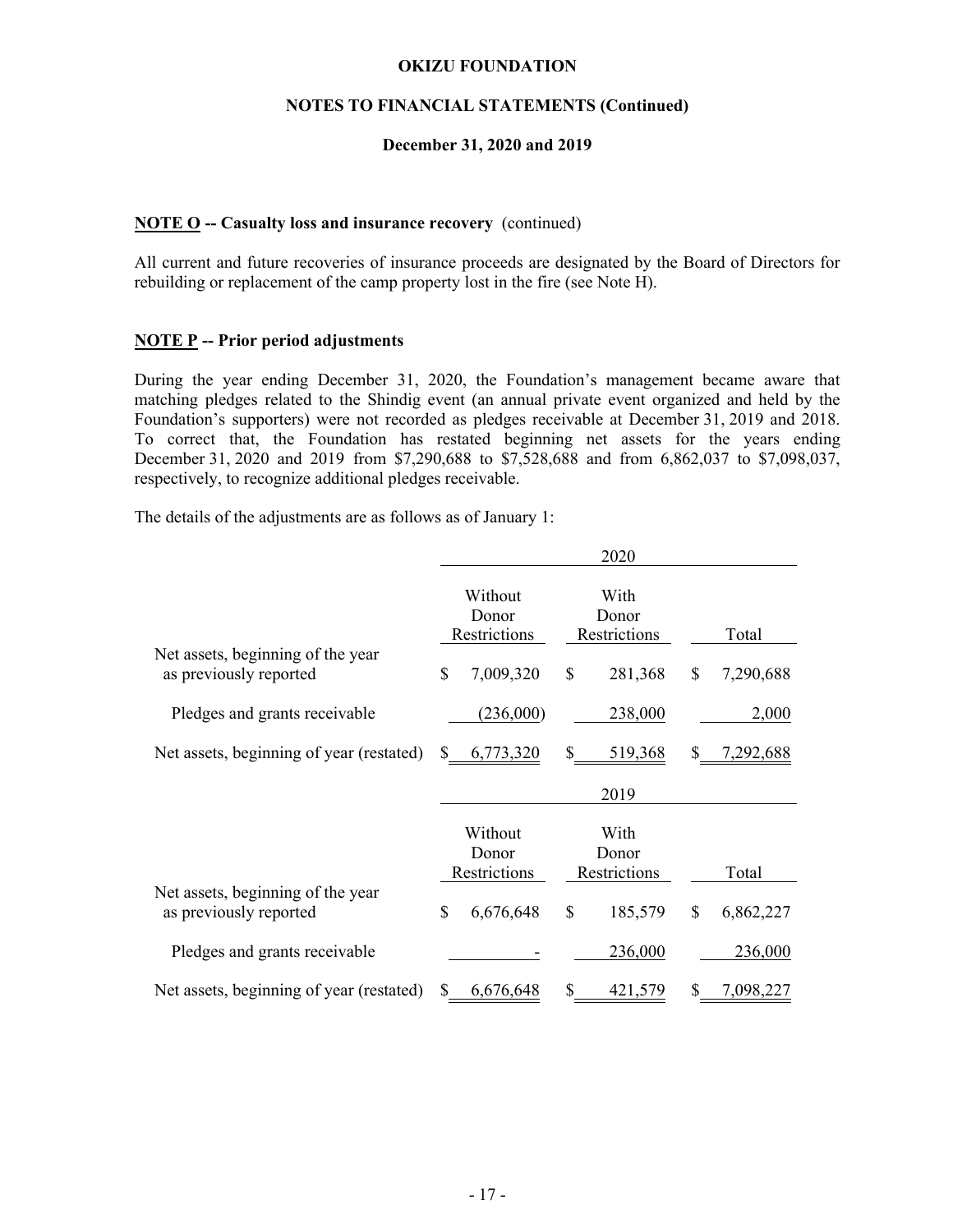**OKIZU FOUNDATION**

**NOTES TO FINANCIAL STATEMENTS (Continued)**

**December 31, 2020 and 2019**

**NOTE O -- Casualty loss and insurance recovery** (continued)

All current and future recoveries of insurance proceeds are designated by the Board of Directors for rebuilding or replacement of the camp property lost in the fire (see Note H).

**NOTE P -- Prior period adjustments**

During the year ending December 31, 2020, the Foundation's management became aware that matching pledges related to the Shindig event (an annual private event organized and held by the Foundation's supporters) were not recorded as pledges receivable at December 31, 2019 and 2018. To correct that, the Foundation has restated beginning net assets for the years ending December 31, 2020 and 2019 from $7,290,688 to $7,528,688 and from 6,862,037 to $7,098,037, respectively, to recognize additional pledges receivable.

The details of the adjustments are as follows as of January 1:

| | 2020 | | |
|---|---|---|---|
| | Without Donor Restrictions | With Donor Restrictions | Total |
| Net assets, beginning of the year as previously reported | $ 7,009,320 | $ 281,368 | $ 7,290,688 |
| Pledges and grants receivable | (236,000) | 238,000 | 2,000 |
| Net assets, beginning of year (restated) | $ 6,773,320 | $ 519,368 | $ 7,292,688 |

| | 2019 | | |
|---|---|---|---|
| | Without Donor Restrictions | With Donor Restrictions | Total |
| Net assets, beginning of the year as previously reported | $ 6,676,648 | $ 185,579 | $ 6,862,227 |
| Pledges and grants receivable | - | 236,000 | 236,000 |
| Net assets, beginning of year (restated) | $ 6,676,648 | $ 421,579 | $ 7,098,227 |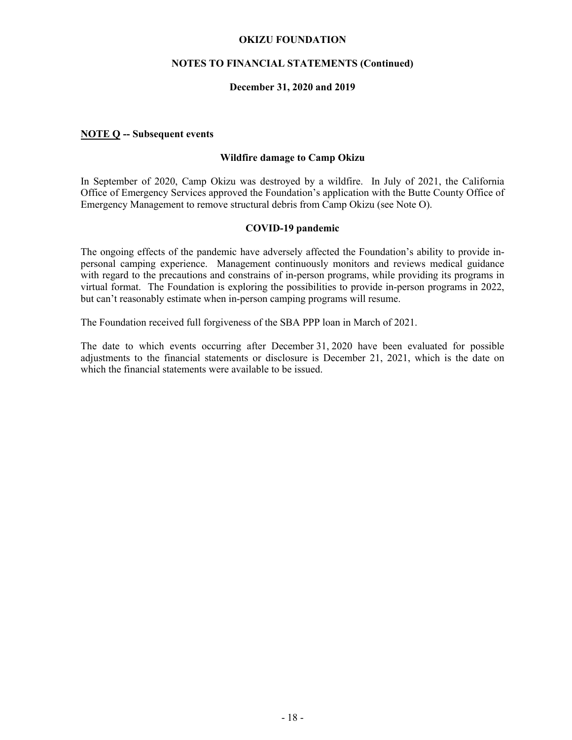## NOTE Q -- Subsequent events

### Wildfire damage to Camp Okizu

In September of 2020, Camp Okizu was destroyed by a wildfire. In July of 2021, the California Office of Emergency Services approved the Foundation's application with the Butte County Office of Emergency Management to remove structural debris from Camp Okizu (see Note O).

### COVID-19 pandemic

The ongoing effects of the pandemic have adversely affected the Foundation's ability to provide in-personal camping experience. Management continuously monitors and reviews medical guidance with regard to the precautions and constrains of in-person programs, while providing its programs in virtual format. The Foundation is exploring the possibilities to provide in-person programs in 2022, but can't reasonably estimate when in-person camping programs will resume.

The Foundation received full forgiveness of the SBA PPP loan in March of 2021.

The date to which events occurring after December 31, 2020 have been evaluated for possible adjustments to the financial statements or disclosure is December 21, 2021, which is the date on which the financial statements were available to be issued.